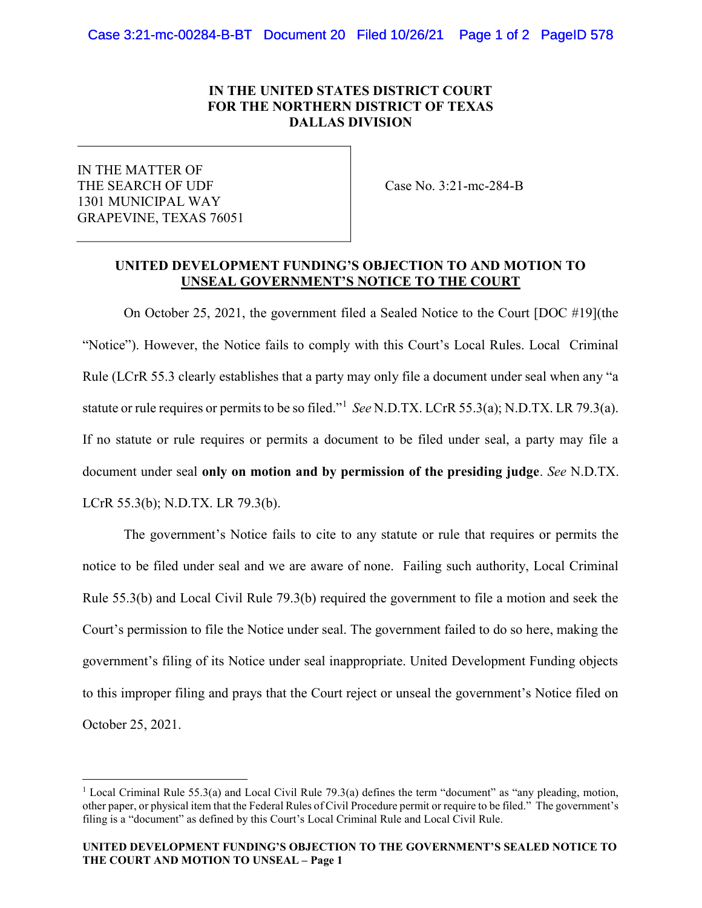IN THE UNITED STATES DISTRICT COURT
FOR THE NORTHERN DISTRICT OF TEXAS
DALLAS DIVISION

| | |
|---|---|
| IN THE MATTER OF THE SEARCH OF UDF 1301 MUNICIPAL WAY GRAPEVINE, TEXAS 76051 | Case No. 3:21-mc-284-B |

## UNITED DEVELOPMENT FUNDING'S OBJECTION TO AND MOTION TO UNSEAL GOVERNMENT'S NOTICE TO THE COURT

On October 25, 2021, the government filed a Sealed Notice to the Court [DOC #19](the "Notice"). However, the Notice fails to comply with this Court's Local Rules. Local Criminal Rule (LCrR 55.3 clearly establishes that a party may only file a document under seal when any "a statute or rule requires or permits to be so filed."[1] *See* N.D.TX. LCrR 55.3(a); N.D.TX. LR 79.3(a). If no statute or rule requires or permits a document to be filed under seal, a party may file a document under seal **only on motion and by permission of the presiding judge**. *See* N.D.TX. LCrR 55.3(b); N.D.TX. LR 79.3(b).

The government's Notice fails to cite to any statute or rule that requires or permits the notice to be filed under seal and we are aware of none. Failing such authority, Local Criminal Rule 55.3(b) and Local Civil Rule 79.3(b) required the government to file a motion and seek the Court's permission to file the Notice under seal. The government failed to do so here, making the government's filing of its Notice under seal inappropriate. United Development Funding objects to this improper filing and prays that the Court reject or unseal the government's Notice filed on October 25, 2021.

[1] Local Criminal Rule 55.3(a) and Local Civil Rule 79.3(a) defines the term "document" as "any pleading, motion, other paper, or physical item that the Federal Rules of Civil Procedure permit or require to be filed." The government's filing is a "document" as defined by this Court's Local Criminal Rule and Local Civil Rule.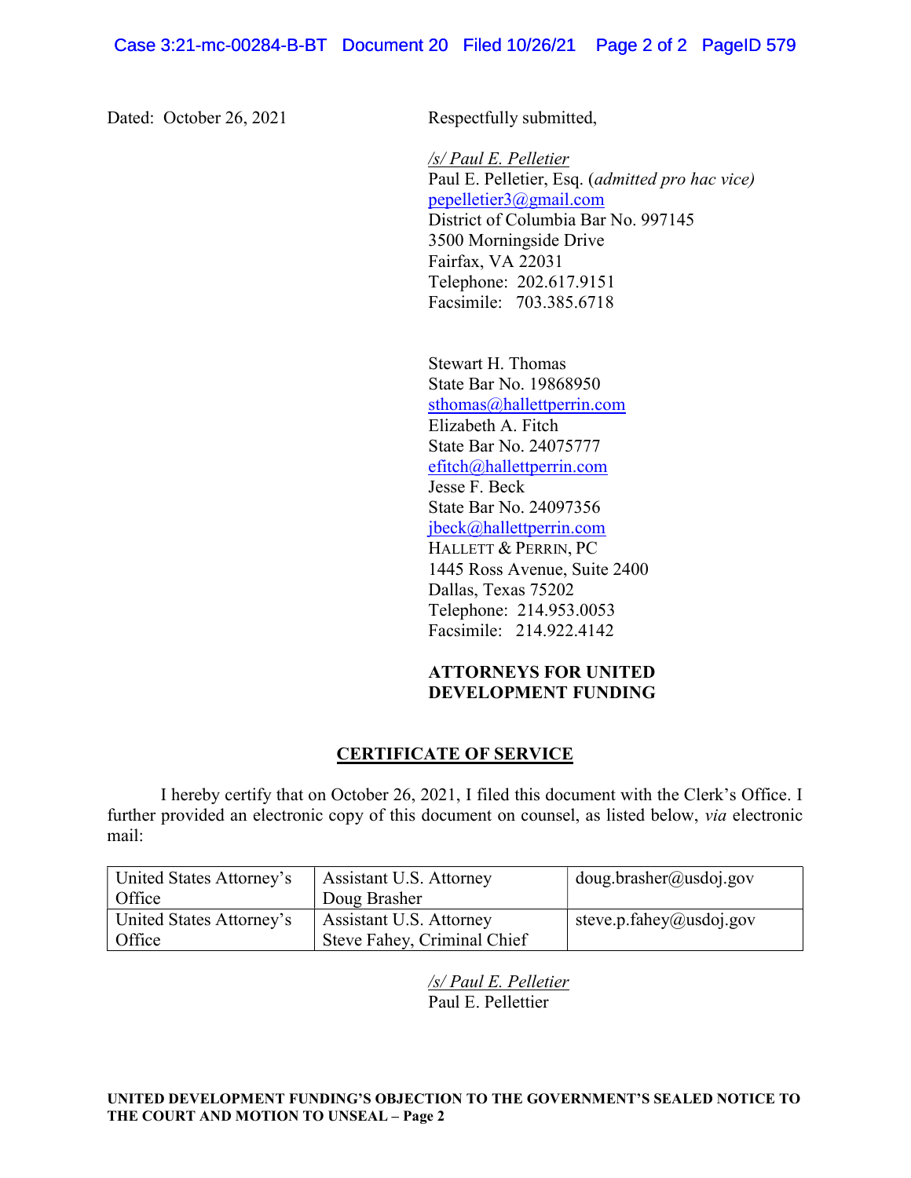Dated: October 26, 2021

Respectfully submitted,

*/s/ Paul E. Pelletier*
Paul E. Pelletier, Esq. (*admitted pro hac vice)*
pepelletier3@gmail.com
District of Columbia Bar No. 997145
3500 Morningside Drive
Fairfax, VA 22031
Telephone: 202.617.9151
Facsimile: 703.385.6718

Stewart H. Thomas
State Bar No. 19868950
sthomas@hallettperrin.com
Elizabeth A. Fitch
State Bar No. 24075777
efitch@hallettperrin.com
Jesse F. Beck
State Bar No. 24097356
jbeck@hallettperrin.com
HALLETT & PERRIN, PC
1445 Ross Avenue, Suite 2400
Dallas, Texas 75202
Telephone: 214.953.0053
Facsimile: 214.922.4142

**ATTORNEYS FOR UNITED DEVELOPMENT FUNDING**

## CERTIFICATE OF SERVICE

I hereby certify that on October 26, 2021, I filed this document with the Clerk's Office. I further provided an electronic copy of this document on counsel, as listed below, *via* electronic mail:

| | | |
|---|---|---|
| United States Attorney's Office | Assistant U.S. Attorney Doug Brasher | doug.brasher@usdoj.gov |
| United States Attorney's Office | Assistant U.S. Attorney Steve Fahey, Criminal Chief | steve.p.fahey@usdoj.gov |

*/s/ Paul E. Pelletier*
Paul E. Pellettier

**UNITED DEVELOPMENT FUNDING'S OBJECTION TO THE GOVERNMENT'S SEALED NOTICE TO THE COURT AND MOTION TO UNSEAL – Page 2**